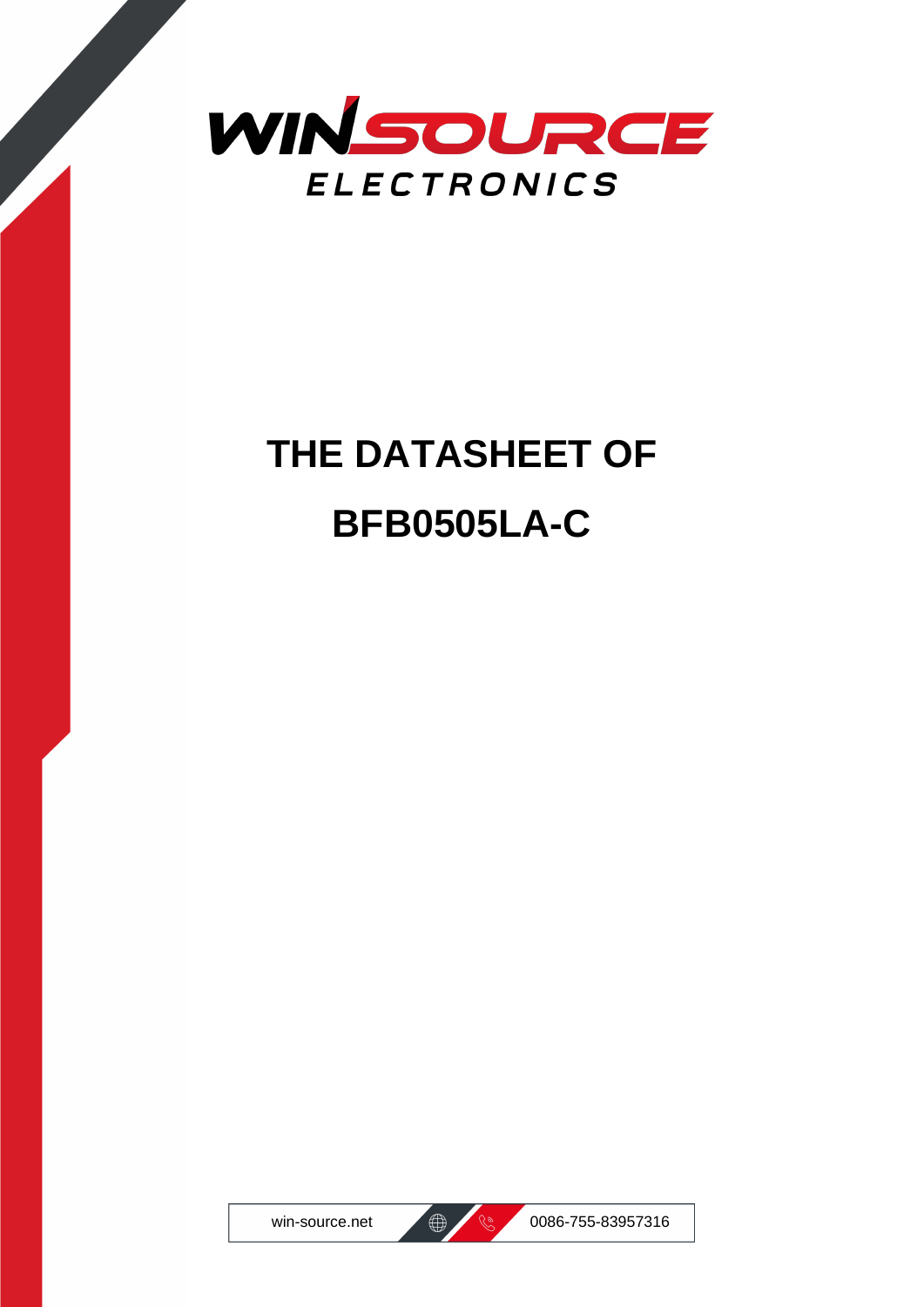WINSOURCE ELECTRONICS

# THE DATASHEET OF

# BFB0505LA-C

win-source.net 0086-755-83957316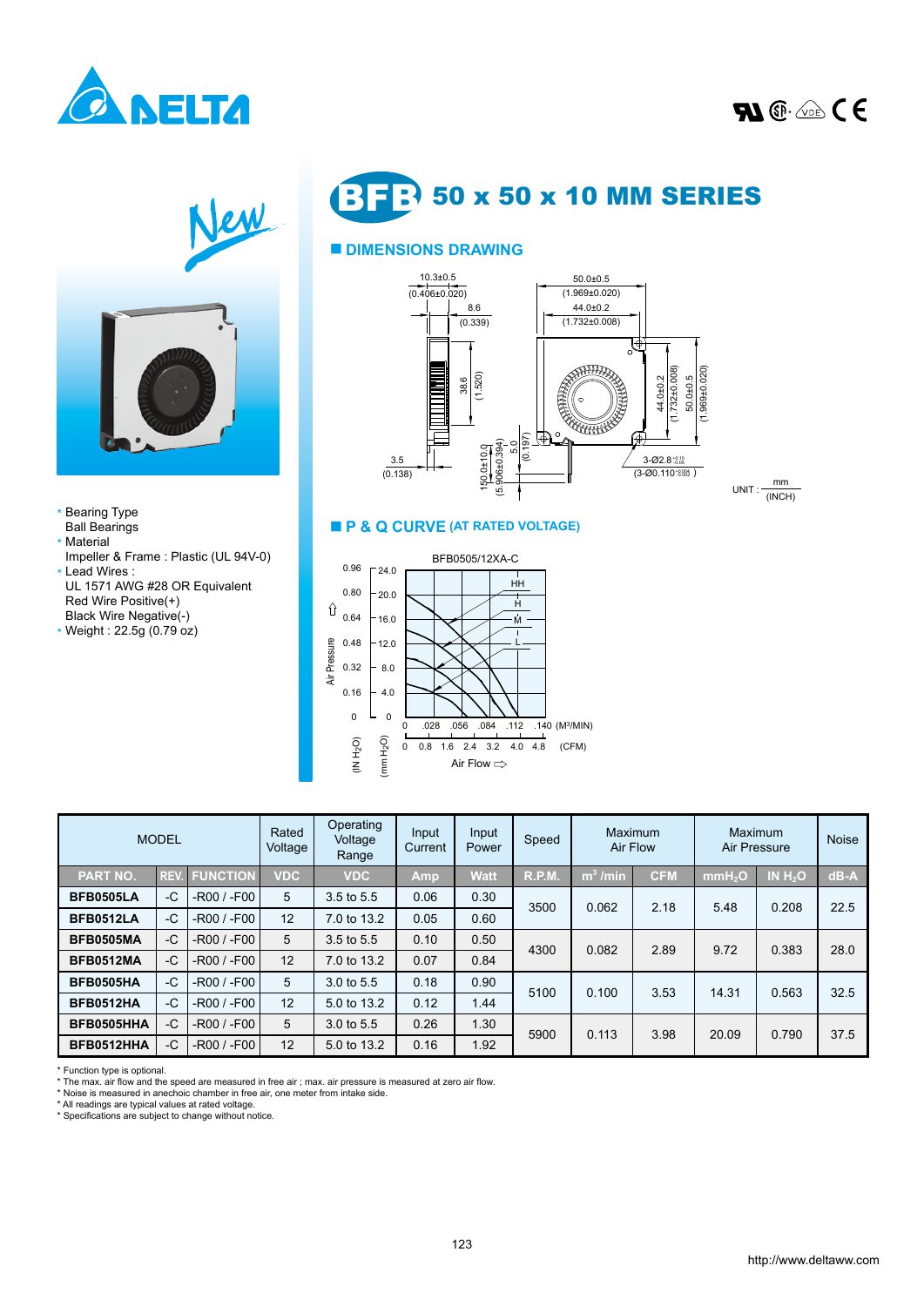# BFB 50 x 50 x 10 MM SERIES

New

- Bearing Type
  Ball Bearings
- Material
  Impeller & Frame : Plastic (UL 94V-0)
- Lead Wires :
  UL 1571 AWG #28 OR Equivalent
  Red Wire Positive(+)
  Black Wire Negative(-)
- Weight : 22.5g (0.79 oz)

## DIMENSIONS DRAWING

UNIT : mm / (INCH)

## P & Q CURVE (AT RATED VOLTAGE)

BFB0505/12XA-C

| MODEL | | | Rated Voltage | Operating Voltage Range | Input Current | Input Power | Speed | Maximum Air Flow | | Maximum Air Pressure | | Noise |
|---|---|---|---|---|---|---|---|---|---|---|---|---|
| PART NO. | REV. | FUNCTION | VDC | VDC | Amp | Watt | R.P.M. | $m^3$ /min | CFM | $mmH_2O$ | IN $H_2O$ | dB-A |
| BFB0505LA | -C | -R00 / -F00 | 5 | 3.5 to 5.5 | 0.06 | 0.30 | 3500 | 0.062 | 2.18 | 5.48 | 0.208 | 22.5 |
| BFB0512LA | -C | -R00 / -F00 | 12 | 7.0 to 13.2 | 0.05 | 0.60 | | | | | | |
| BFB0505MA | -C | -R00 / -F00 | 5 | 3.5 to 5.5 | 0.10 | 0.50 | 4300 | 0.082 | 2.89 | 9.72 | 0.383 | 28.0 |
| BFB0512MA | -C | -R00 / -F00 | 12 | 7.0 to 13.2 | 0.07 | 0.84 | | | | | | |
| BFB0505HA | -C | -R00 / -F00 | 5 | 3.0 to 5.5 | 0.18 | 0.90 | 5100 | 0.100 | 3.53 | 14.31 | 0.563 | 32.5 |
| BFB0512HA | -C | -R00 / -F00 | 12 | 5.0 to 13.2 | 0.12 | 1.44 | | | | | | |
| BFB0505HHA | -C | -R00 / -F00 | 5 | 3.0 to 5.5 | 0.26 | 1.30 | 5900 | 0.113 | 3.98 | 20.09 | 0.790 | 37.5 |
| BFB0512HHA | -C | -R00 / -F00 | 12 | 5.0 to 13.2 | 0.16 | 1.92 | | | | | | |

* Function type is optional.
* The max. air flow and the speed are measured in free air ; max. air pressure is measured at zero air flow.
* Noise is measured in anechoic chamber in free air, one meter from intake side.
* All readings are typical values at rated voltage.
* Specifications are subject to change without notice.

http://www.deltaww.com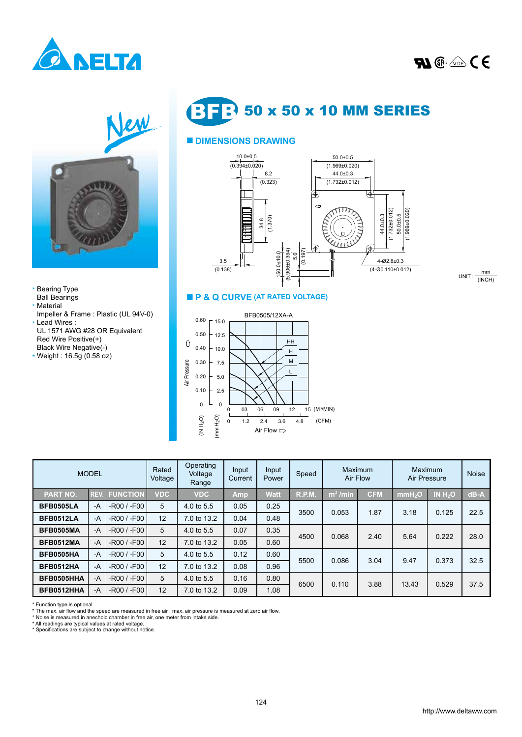# BFB 50 x 50 x 10 MM SERIES

New

* Bearing Type
  Ball Bearings
* Material
  Impeller & Frame : Plastic (UL 94V-0)
* Lead Wires :
  UL 1571 AWG #28 OR Equivalent
  Red Wire Positive(+)
  Black Wire Negative(-)
* Weight : 16.5g (0.58 oz)

## DIMENSIONS DRAWING

10.0±0.5 (0.394±0.020)
8.2 (0.323)
34.8 (1.370)
3.5 (0.138)
150.0±10.0 (5.906±0.394)
5.0 (0.197)
50.0±0.5 (1.969±0.020)
44.0±0.3 (1.732±0.012)
44.0±0.3 (1.732±0.012)
50.0±0.5 (1.969±0.020)
4-Ø2.8±0.3 (4-Ø0.110±0.012)

UNIT : mm / (INCH)

## P & Q CURVE (AT RATED VOLTAGE)

BFB0505/12XA-A

HH
H
M
L

Air Pressure
(IN $H_2O$): 0, 0.10, 0.20, 0.30, 0.40, 0.50, 0.60
(mm $H_2O$): 0, 2.5, 5.0, 7.5, 10.0, 12.5, 15.0

Air Flow
($M^3$/MIN): 0, .03, .06, .09, .12, .15
(CFM): 0, 1.2, 2.4, 3.6, 4.8

| MODEL | | | Rated Voltage | Operating Voltage Range | Input Current | Input Power | Speed | Maximum Air Flow | | Maximum Air Pressure | | Noise |
|---|---|---|---|---|---|---|---|---|---|---|---|---|
| PART NO. | REV. | FUNCTION | VDC | VDC | Amp | Watt | R.P.M. | $m^3$ /min | CFM | $mmH_2O$ | IN $H_2O$ | dB-A |
| BFB0505LA | -A | -R00 / -F00 | 5 | 4.0 to 5.5 | 0.05 | 0.25 | 3500 | 0.053 | 1.87 | 3.18 | 0.125 | 22.5 |
| BFB0512LA | -A | -R00 / -F00 | 12 | 7.0 to 13.2 | 0.04 | 0.48 | | | | | | |
| BFB0505MA | -A | -R00 / -F00 | 5 | 4.0 to 5.5 | 0.07 | 0.35 | 4500 | 0.068 | 2.40 | 5.64 | 0.222 | 28.0 |
| BFB0512MA | -A | -R00 / -F00 | 12 | 7.0 to 13.2 | 0.05 | 0.60 | | | | | | |
| BFB0505HA | -A | -R00 / -F00 | 5 | 4.0 to 5.5 | 0.12 | 0.60 | 5500 | 0.086 | 3.04 | 9.47 | 0.373 | 32.5 |
| BFB0512HA | -A | -R00 / -F00 | 12 | 7.0 to 13.2 | 0.08 | 0.96 | | | | | | |
| BFB0505HHA | -A | -R00 / -F00 | 5 | 4.0 to 5.5 | 0.16 | 0.80 | 6500 | 0.110 | 3.88 | 13.43 | 0.529 | 37.5 |
| BFB0512HHA | -A | -R00 / -F00 | 12 | 7.0 to 13.2 | 0.09 | 1.08 | | | | | | |

* Function type is optional.
* The max. air flow and the speed are measured in free air ; max. air pressure is measured at zero air flow.
* Noise is measured in anechoic chamber in free air, one meter from intake side.
* All readings are typical values at rated voltage.
* Specifications are subject to change without notice.

http://www.deltaww.com